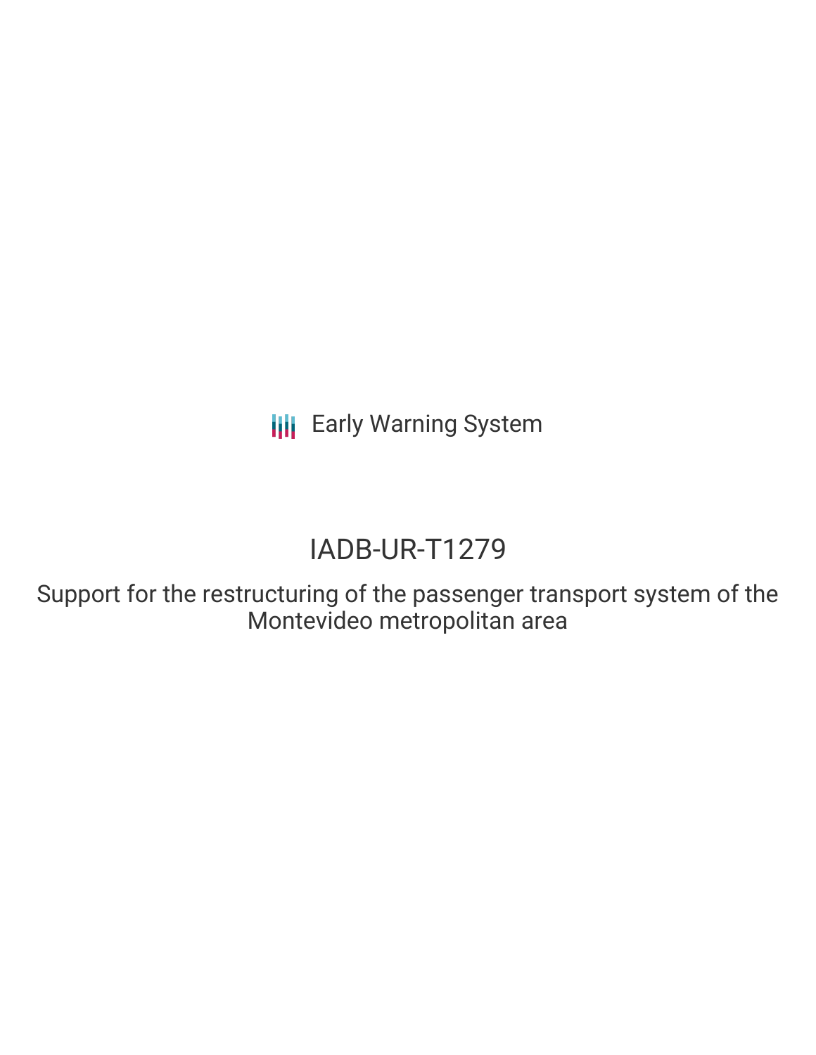Early Warning System

# IADB-UR-T1279

## Support for the restructuring of the passenger transport system of the Montevideo metropolitan area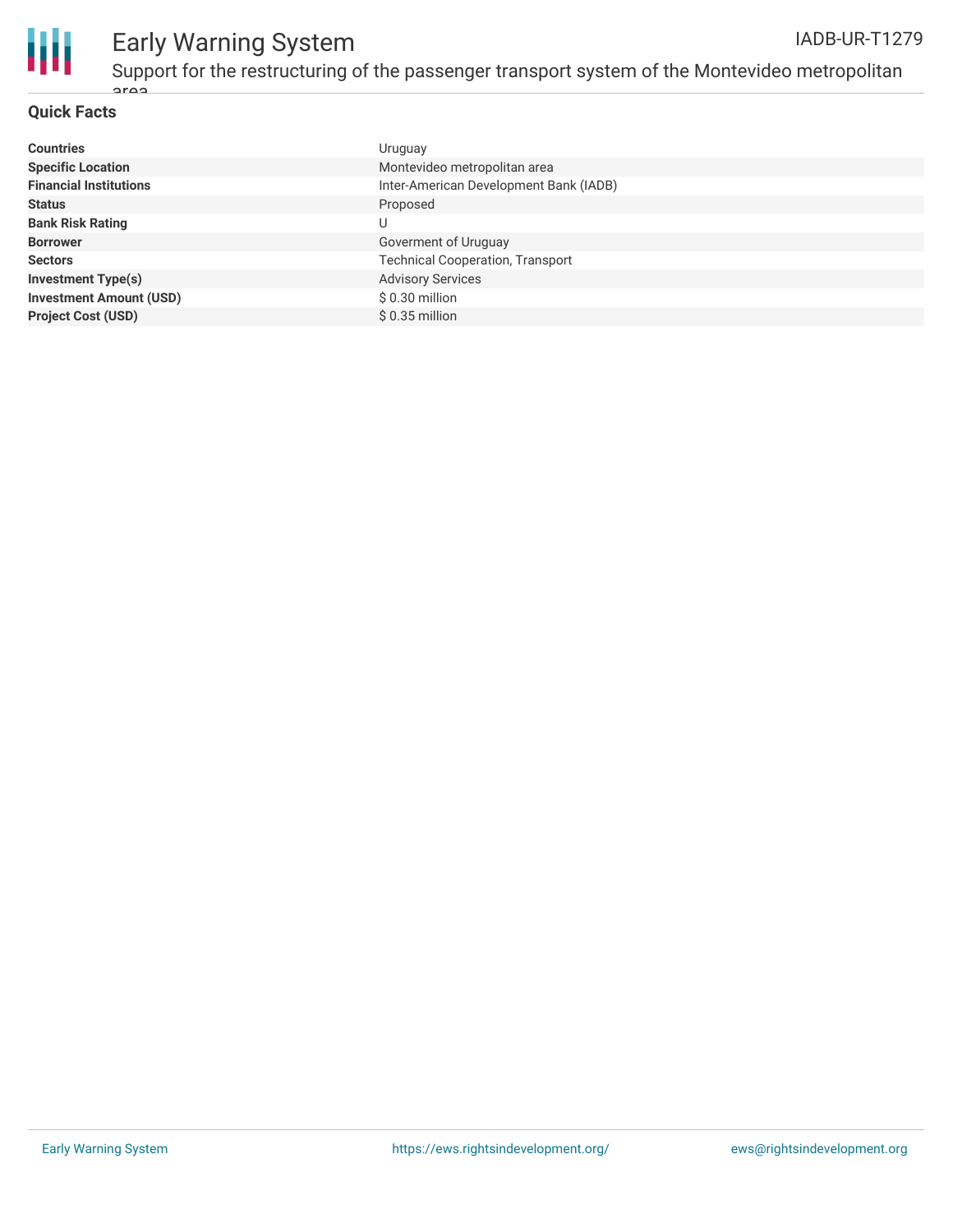## Quick Facts

| | |
|---|---|
| **Countries** | Uruguay |
| **Specific Location** | Montevideo metropolitan area |
| **Financial Institutions** | Inter-American Development Bank (IADB) |
| **Status** | Proposed |
| **Bank Risk Rating** | U |
| **Borrower** | Goverment of Uruguay |
| **Sectors** | Technical Cooperation, Transport |
| **Investment Type(s)** | Advisory Services |
| **Investment Amount (USD)** | $ 0.30 million |
| **Project Cost (USD)** | $ 0.35 million |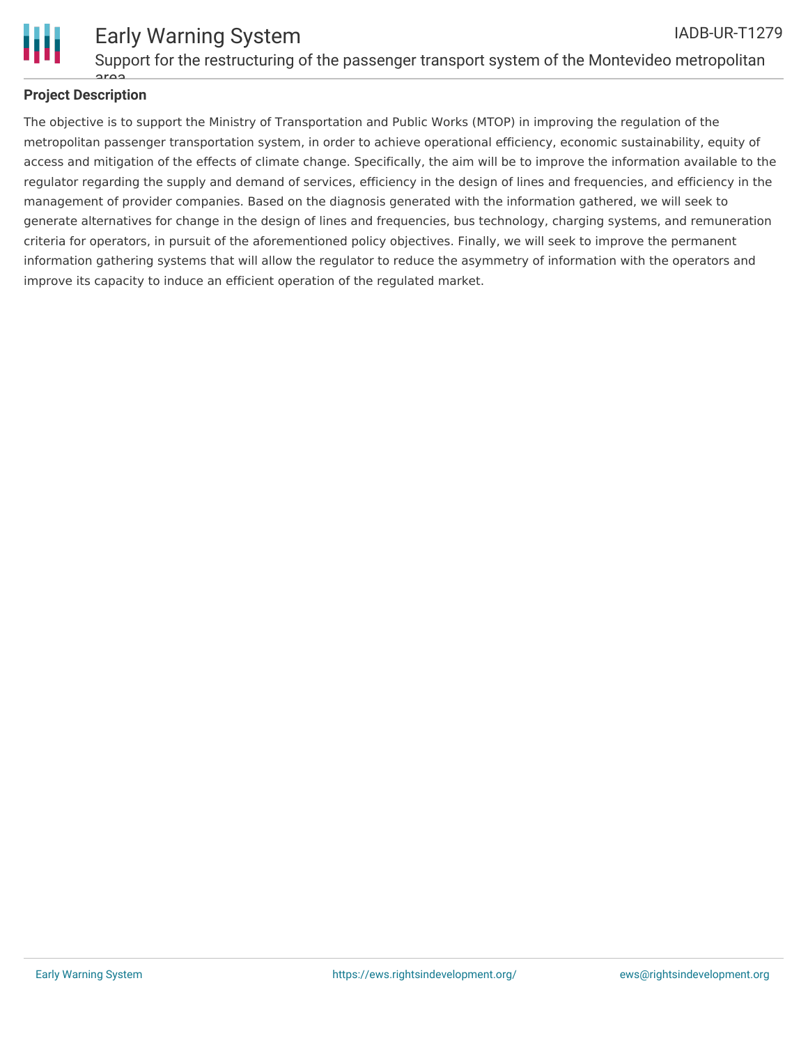## Project Description

The objective is to support the Ministry of Transportation and Public Works (MTOP) in improving the regulation of the metropolitan passenger transportation system, in order to achieve operational efficiency, economic sustainability, equity of access and mitigation of the effects of climate change. Specifically, the aim will be to improve the information available to the regulator regarding the supply and demand of services, efficiency in the design of lines and frequencies, and efficiency in the management of provider companies. Based on the diagnosis generated with the information gathered, we will seek to generate alternatives for change in the design of lines and frequencies, bus technology, charging systems, and remuneration criteria for operators, in pursuit of the aforementioned policy objectives. Finally, we will seek to improve the permanent information gathering systems that will allow the regulator to reduce the asymmetry of information with the operators and improve its capacity to induce an efficient operation of the regulated market.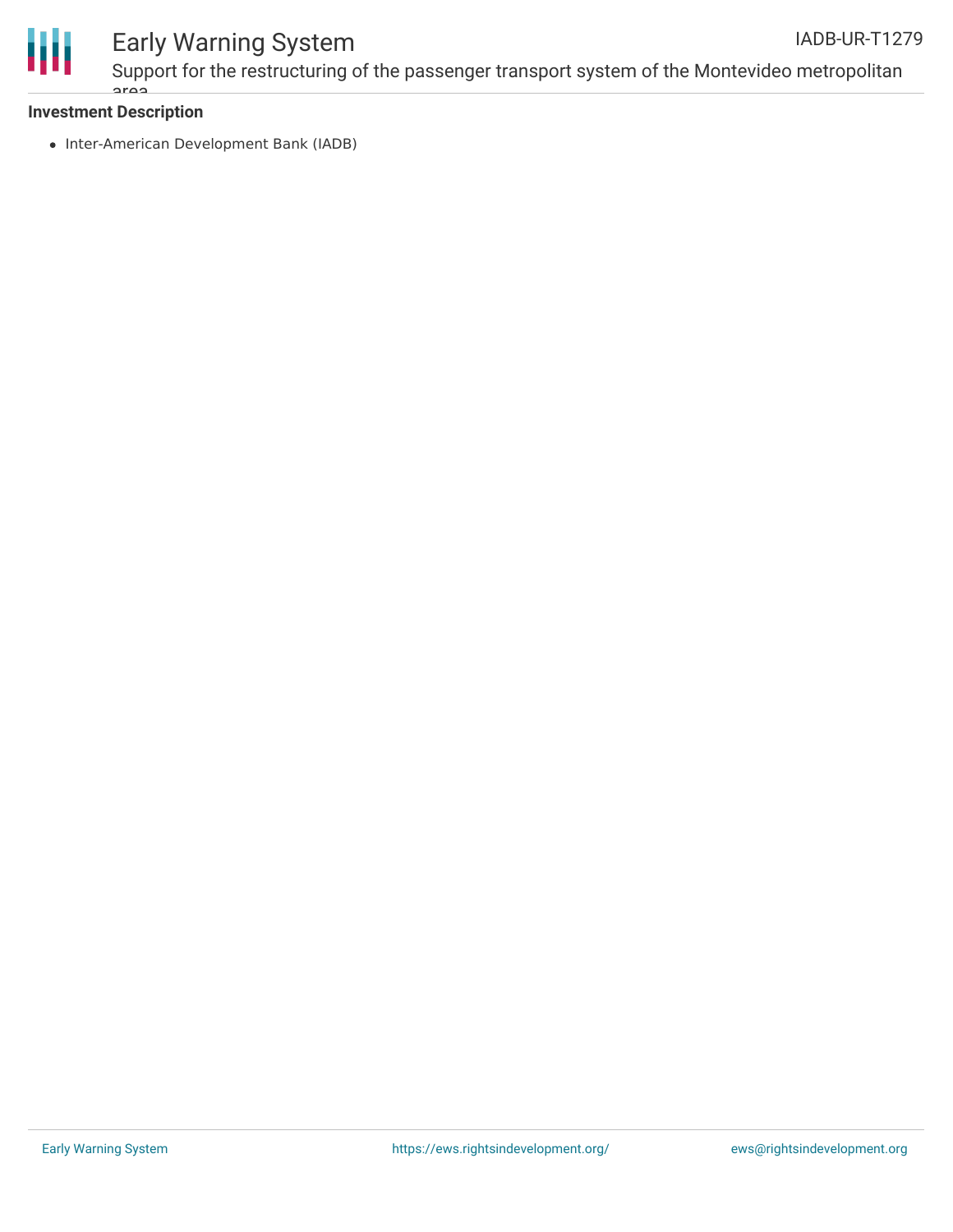**Investment Description**

- Inter-American Development Bank (IADB)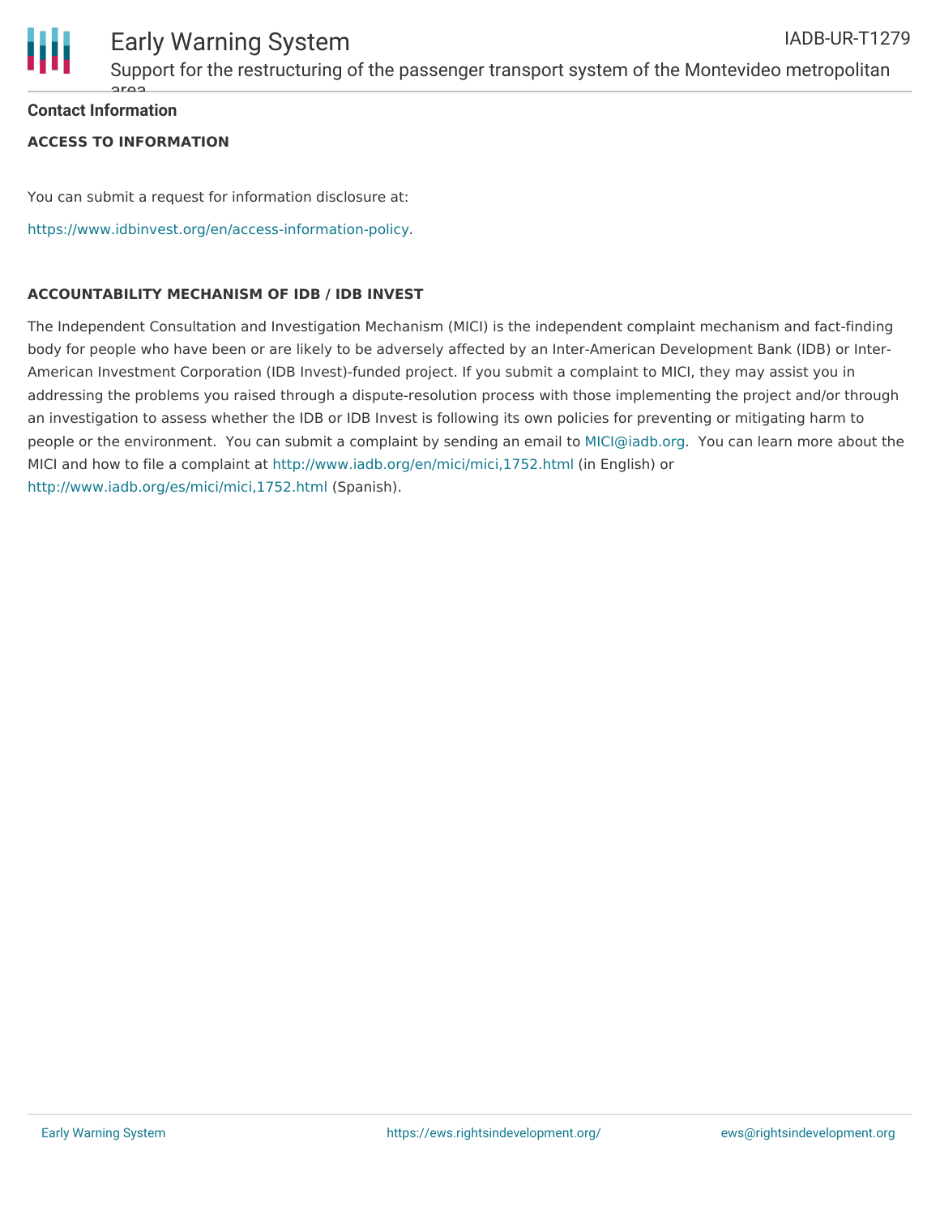## Contact Information

### ACCESS TO INFORMATION

You can submit a request for information disclosure at:

https://www.idbinvest.org/en/access-information-policy.

### ACCOUNTABILITY MECHANISM OF IDB / IDB INVEST

The Independent Consultation and Investigation Mechanism (MICI) is the independent complaint mechanism and fact-finding body for people who have been or are likely to be adversely affected by an Inter-American Development Bank (IDB) or Inter-American Investment Corporation (IDB Invest)-funded project. If you submit a complaint to MICI, they may assist you in addressing the problems you raised through a dispute-resolution process with those implementing the project and/or through an investigation to assess whether the IDB or IDB Invest is following its own policies for preventing or mitigating harm to people or the environment. You can submit a complaint by sending an email to MICI@iadb.org. You can learn more about the MICI and how to file a complaint at http://www.iadb.org/en/mici/mici,1752.html (in English) or http://www.iadb.org/es/mici/mici,1752.html (Spanish).